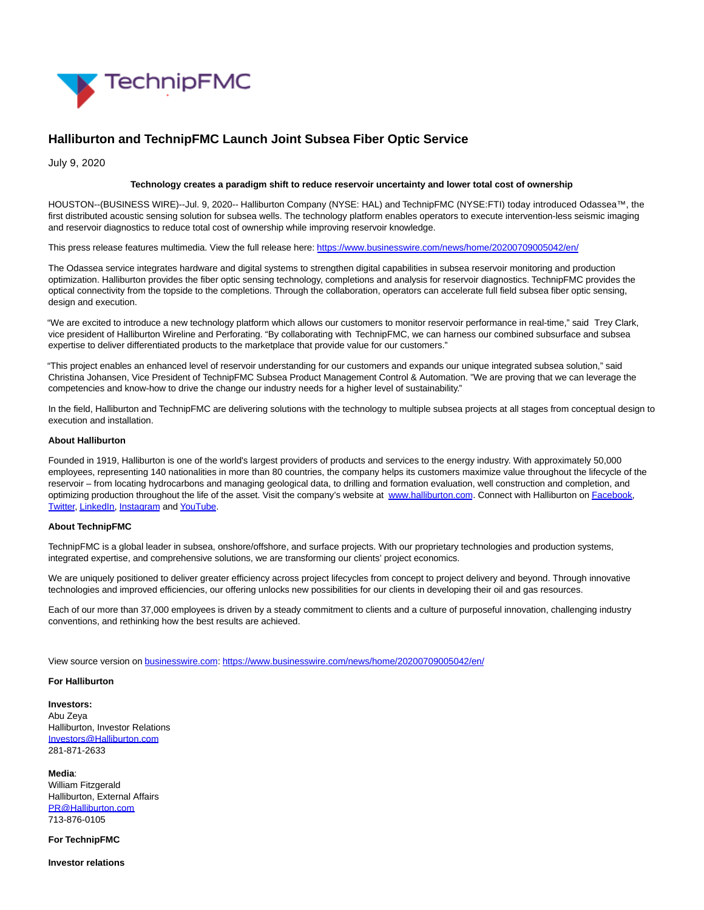# Halliburton and TechnipFMC Launch Joint Subsea Fiber Optic Service

July 9, 2020

**Technology creates a paradigm shift to reduce reservoir uncertainty and lower total cost of ownership**

HOUSTON--(BUSINESS WIRE)--Jul. 9, 2020-- Halliburton Company (NYSE: HAL) and TechnipFMC (NYSE:FTI) today introduced Odassea™, the first distributed acoustic sensing solution for subsea wells. The technology platform enables operators to execute intervention-less seismic imaging and reservoir diagnostics to reduce total cost of ownership while improving reservoir knowledge.

This press release features multimedia. View the full release here: [https://www.businesswire.com/news/home/20200709005042/en/](https://www.businesswire.com/news/home/20200709005042/en/)

The Odassea service integrates hardware and digital systems to strengthen digital capabilities in subsea reservoir monitoring and production optimization. Halliburton provides the fiber optic sensing technology, completions and analysis for reservoir diagnostics. TechnipFMC provides the optical connectivity from the topside to the completions. Through the collaboration, operators can accelerate full field subsea fiber optic sensing, design and execution.

"We are excited to introduce a new technology platform which allows our customers to monitor reservoir performance in real-time," said Trey Clark, vice president of Halliburton Wireline and Perforating. "By collaborating with TechnipFMC, we can harness our combined subsurface and subsea expertise to deliver differentiated products to the marketplace that provide value for our customers."

"This project enables an enhanced level of reservoir understanding for our customers and expands our unique integrated subsea solution," said Christina Johansen, Vice President of TechnipFMC Subsea Product Management Control & Automation. "We are proving that we can leverage the competencies and know-how to drive the change our industry needs for a higher level of sustainability."

In the field, Halliburton and TechnipFMC are delivering solutions with the technology to multiple subsea projects at all stages from conceptual design to execution and installation.

**About Halliburton**

Founded in 1919, Halliburton is one of the world's largest providers of products and services to the energy industry. With approximately 50,000 employees, representing 140 nationalities in more than 80 countries, the company helps its customers maximize value throughout the lifecycle of the reservoir – from locating hydrocarbons and managing geological data, to drilling and formation evaluation, well construction and completion, and optimizing production throughout the life of the asset. Visit the company's website at [www.halliburton.com](www.halliburton.com). Connect with Halliburton on Facebook, Twitter, LinkedIn, Instagram and YouTube.

**About TechnipFMC**

TechnipFMC is a global leader in subsea, onshore/offshore, and surface projects. With our proprietary technologies and production systems, integrated expertise, and comprehensive solutions, we are transforming our clients' project economics.

We are uniquely positioned to deliver greater efficiency across project lifecycles from concept to project delivery and beyond. Through innovative technologies and improved efficiencies, our offering unlocks new possibilities for our clients in developing their oil and gas resources.

Each of our more than 37,000 employees is driven by a steady commitment to clients and a culture of purposeful innovation, challenging industry conventions, and rethinking how the best results are achieved.

View source version on businesswire.com: [https://www.businesswire.com/news/home/20200709005042/en/](https://www.businesswire.com/news/home/20200709005042/en/)

**For Halliburton**

**Investors:**
Abu Zeya
Halliburton, Investor Relations
Investors@Halliburton.com
281-871-2633

**Media**:
William Fitzgerald
Halliburton, External Affairs
PR@Halliburton.com
713-876-0105

**For TechnipFMC**

**Investor relations**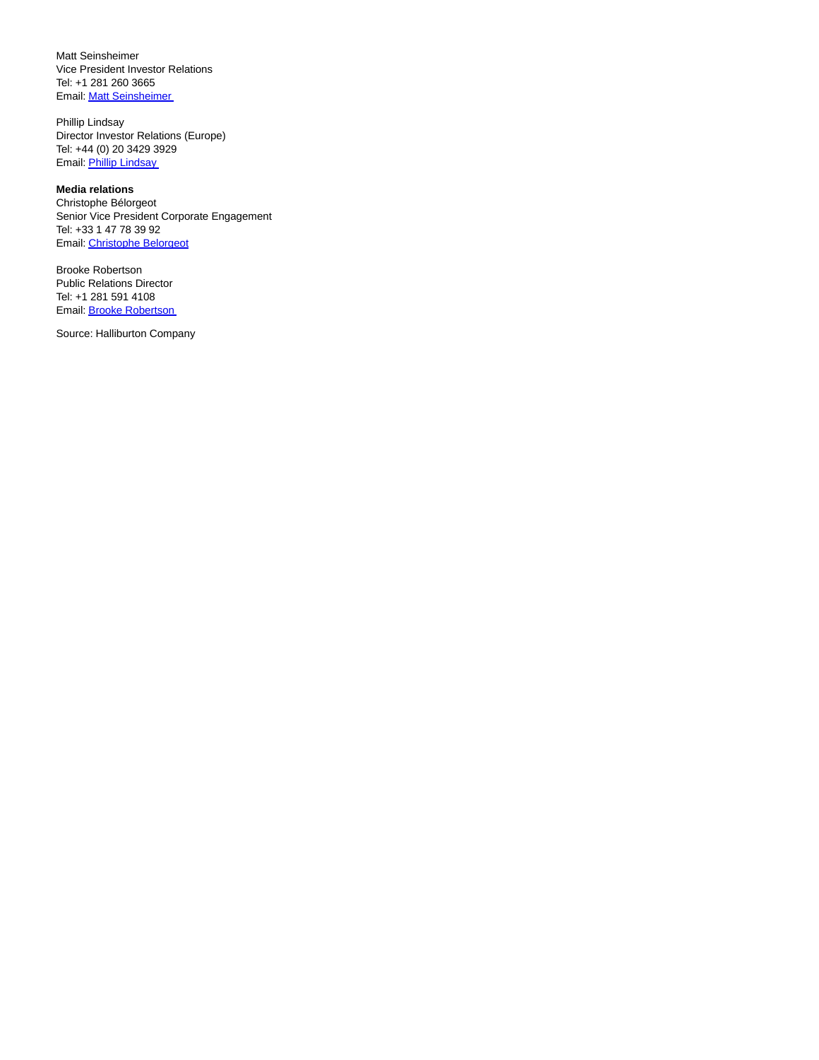Matt Seinsheimer
Vice President Investor Relations
Tel: +1 281 260 3665
Email: [Matt Seinsheimer]

Phillip Lindsay
Director Investor Relations (Europe)
Tel: +44 (0) 20 3429 3929
Email: [Phillip Lindsay]

**Media relations**
Christophe Bélorgeot
Senior Vice President Corporate Engagement
Tel: +33 1 47 78 39 92
Email: [Christophe Belorgeot]

Brooke Robertson
Public Relations Director
Tel: +1 281 591 4108
Email: [Brooke Robertson]

Source: Halliburton Company